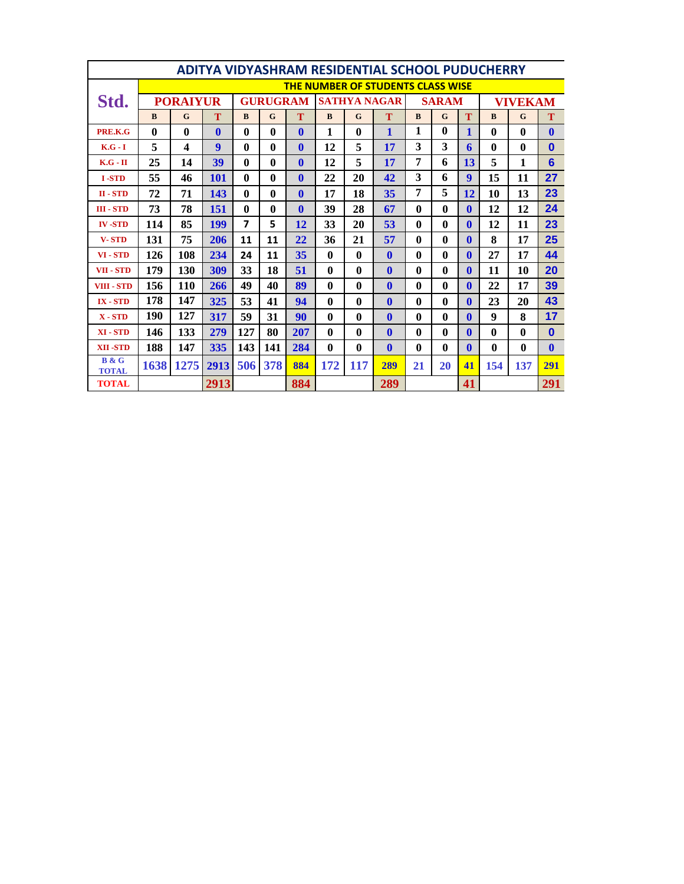# ADITYA VIDYASHRAM RESIDENTIAL SCHOOL PUDUCHERRY

| Std. | THE NUMBER OF STUDENTS CLASS WISE | | | | | | | | | | | | | | |
|---|---|---|---|---|---|---|---|---|---|---|---|---|---|---|---|
| | PORAIYUR | | | GURUGRAM | | | SATHYA NAGAR | | | SARAM | | | VIVEKAM | | |
| | B | G | T | B | G | T | B | G | T | B | G | T | B | G | T |
| PRE.K.G | 0 | 0 | 0 | 0 | 0 | 0 | 1 | 0 | 1 | 1 | 0 | 1 | 0 | 0 | 0 |
| K.G - I | 5 | 4 | 9 | 0 | 0 | 0 | 12 | 5 | 17 | 3 | 3 | 6 | 0 | 0 | 0 |
| K.G - II | 25 | 14 | 39 | 0 | 0 | 0 | 12 | 5 | 17 | 7 | 6 | 13 | 5 | 1 | 6 |
| I -STD | 55 | 46 | 101 | 0 | 0 | 0 | 22 | 20 | 42 | 3 | 6 | 9 | 15 | 11 | 27 |
| II - STD | 72 | 71 | 143 | 0 | 0 | 0 | 17 | 18 | 35 | 7 | 5 | 12 | 10 | 13 | 23 |
| III - STD | 73 | 78 | 151 | 0 | 0 | 0 | 39 | 28 | 67 | 0 | 0 | 0 | 12 | 12 | 24 |
| IV -STD | 114 | 85 | 199 | 7 | 5 | 12 | 33 | 20 | 53 | 0 | 0 | 0 | 12 | 11 | 23 |
| V- STD | 131 | 75 | 206 | 11 | 11 | 22 | 36 | 21 | 57 | 0 | 0 | 0 | 8 | 17 | 25 |
| VI - STD | 126 | 108 | 234 | 24 | 11 | 35 | 0 | 0 | 0 | 0 | 0 | 0 | 27 | 17 | 44 |
| VII - STD | 179 | 130 | 309 | 33 | 18 | 51 | 0 | 0 | 0 | 0 | 0 | 0 | 11 | 10 | 20 |
| VIII - STD | 156 | 110 | 266 | 49 | 40 | 89 | 0 | 0 | 0 | 0 | 0 | 0 | 22 | 17 | 39 |
| IX - STD | 178 | 147 | 325 | 53 | 41 | 94 | 0 | 0 | 0 | 0 | 0 | 0 | 23 | 20 | 43 |
| X - STD | 190 | 127 | 317 | 59 | 31 | 90 | 0 | 0 | 0 | 0 | 0 | 0 | 9 | 8 | 17 |
| XI - STD | 146 | 133 | 279 | 127 | 80 | 207 | 0 | 0 | 0 | 0 | 0 | 0 | 0 | 0 | 0 |
| XII -STD | 188 | 147 | 335 | 143 | 141 | 284 | 0 | 0 | 0 | 0 | 0 | 0 | 0 | 0 | 0 |
| B & G TOTAL | 1638 | 1275 | 2913 | 506 | 378 | 884 | 172 | 117 | 289 | 21 | 20 | 41 | 154 | 137 | 291 |
| TOTAL | | | 2913 | | | 884 | | | 289 | | | 41 | | | 291 |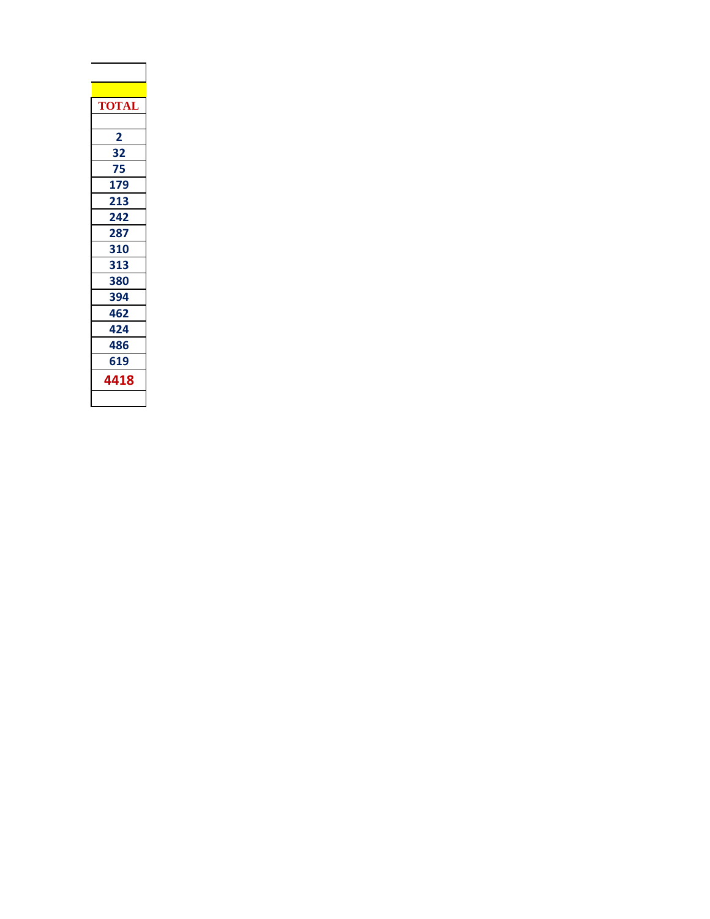| TOTAL |
| --- |
| |
| 2 |
| 32 |
| 75 |
| 179 |
| 213 |
| 242 |
| 287 |
| 310 |
| 313 |
| 380 |
| 394 |
| 462 |
| 424 |
| 486 |
| 619 |
| 4418 |
| |